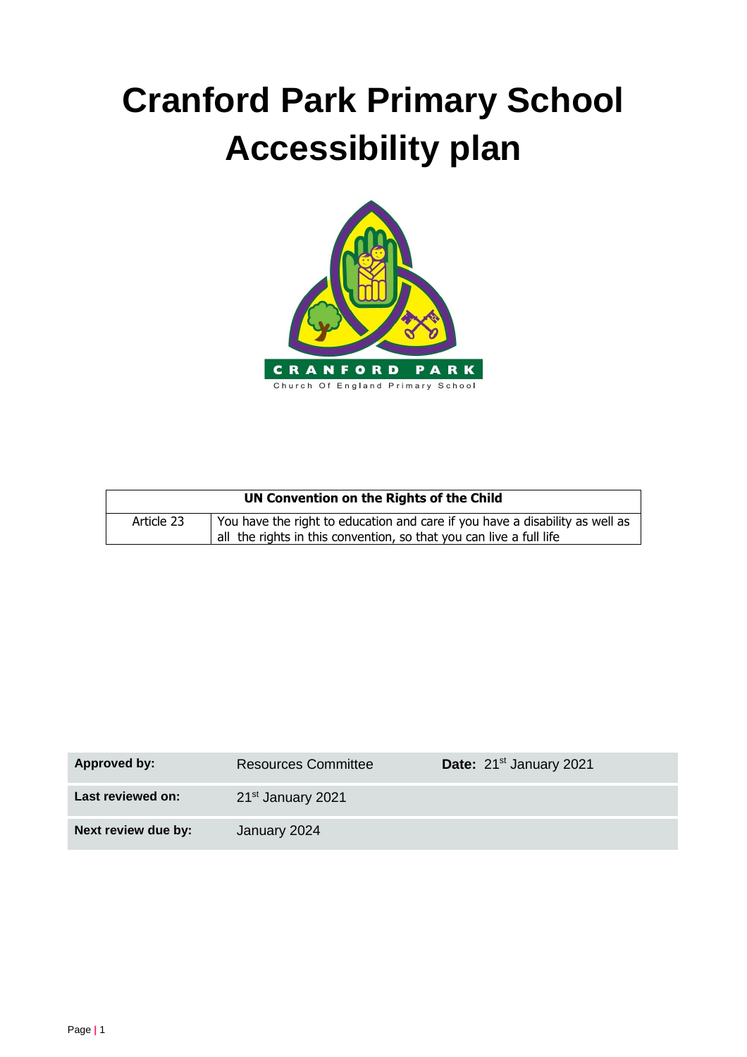# Cranford Park Primary School Accessibility plan

| UN Convention on the Rights of the Child | |
|---|---|
| Article 23 | You have the right to education and care if you have a disability as well as all the rights in this convention, so that you can live a full life |

| **Approved by:** | Resources Committee | **Date:** 21st January 2021 |
|---|---|---|
| **Last reviewed on:** | 21st January 2021 | |
| **Next review due by:** | January 2024 | |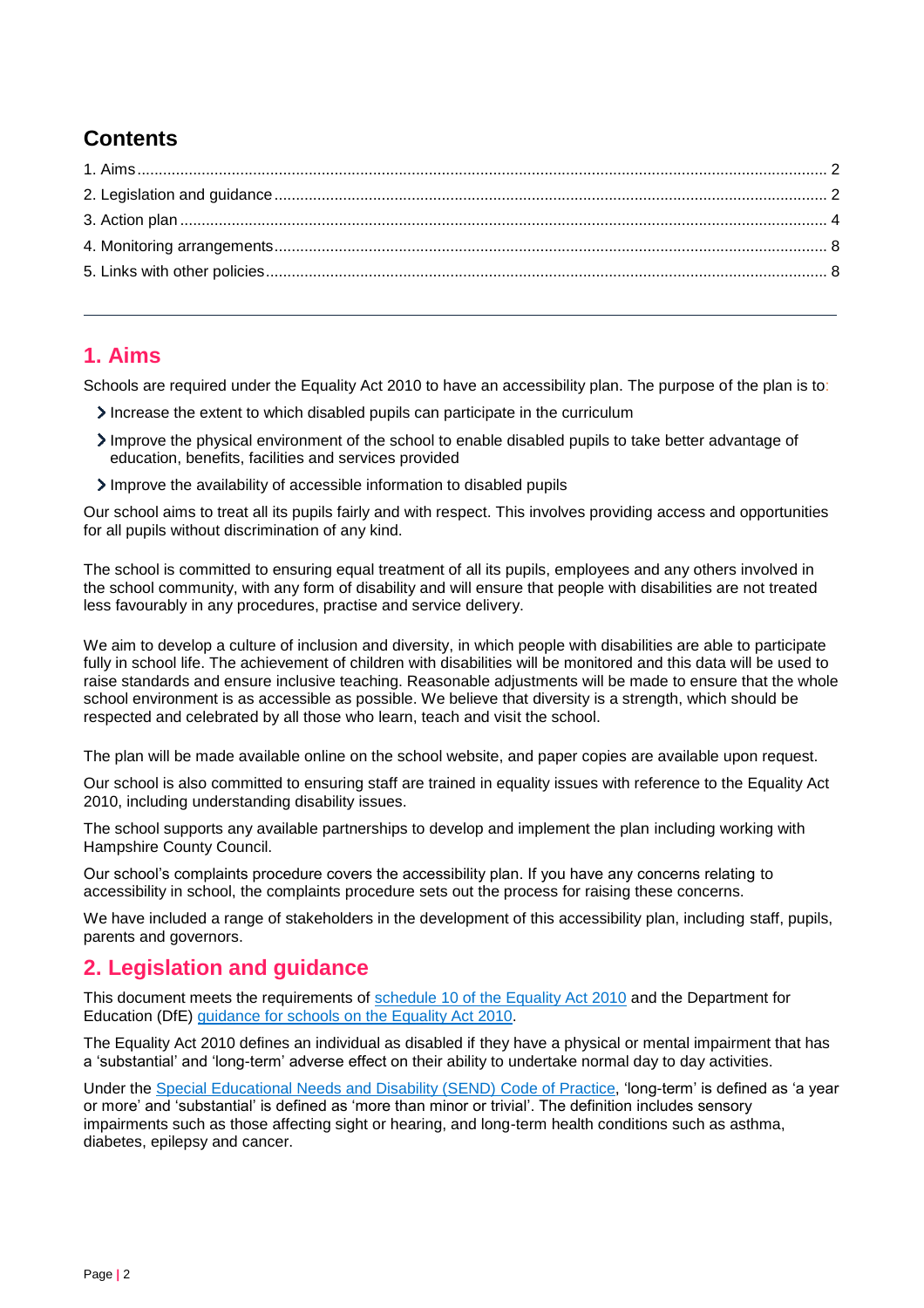## Contents

1. Aims ... 2
2. Legislation and guidance ... 2
3. Action plan ... 4
4. Monitoring arrangements ... 8
5. Links with other policies ... 8

---

## 1. Aims

Schools are required under the Equality Act 2010 to have an accessibility plan. The purpose of the plan is to:

- Increase the extent to which disabled pupils can participate in the curriculum
- Improve the physical environment of the school to enable disabled pupils to take better advantage of education, benefits, facilities and services provided
- Improve the availability of accessible information to disabled pupils

Our school aims to treat all its pupils fairly and with respect. This involves providing access and opportunities for all pupils without discrimination of any kind.

The school is committed to ensuring equal treatment of all its pupils, employees and any others involved in the school community, with any form of disability and will ensure that people with disabilities are not treated less favourably in any procedures, practise and service delivery.

We aim to develop a culture of inclusion and diversity, in which people with disabilities are able to participate fully in school life. The achievement of children with disabilities will be monitored and this data will be used to raise standards and ensure inclusive teaching. Reasonable adjustments will be made to ensure that the whole school environment is as accessible as possible. We believe that diversity is a strength, which should be respected and celebrated by all those who learn, teach and visit the school.

The plan will be made available online on the school website, and paper copies are available upon request.

Our school is also committed to ensuring staff are trained in equality issues with reference to the Equality Act 2010, including understanding disability issues.

The school supports any available partnerships to develop and implement the plan including working with Hampshire County Council.

Our school's complaints procedure covers the accessibility plan. If you have any concerns relating to accessibility in school, the complaints procedure sets out the process for raising these concerns.

We have included a range of stakeholders in the development of this accessibility plan, including staff, pupils, parents and governors.

## 2. Legislation and guidance

This document meets the requirements of schedule 10 of the Equality Act 2010 and the Department for Education (DfE) guidance for schools on the Equality Act 2010.

The Equality Act 2010 defines an individual as disabled if they have a physical or mental impairment that has a 'substantial' and 'long-term' adverse effect on their ability to undertake normal day to day activities.

Under the Special Educational Needs and Disability (SEND) Code of Practice, 'long-term' is defined as 'a year or more' and 'substantial' is defined as 'more than minor or trivial'. The definition includes sensory impairments such as those affecting sight or hearing, and long-term health conditions such as asthma, diabetes, epilepsy and cancer.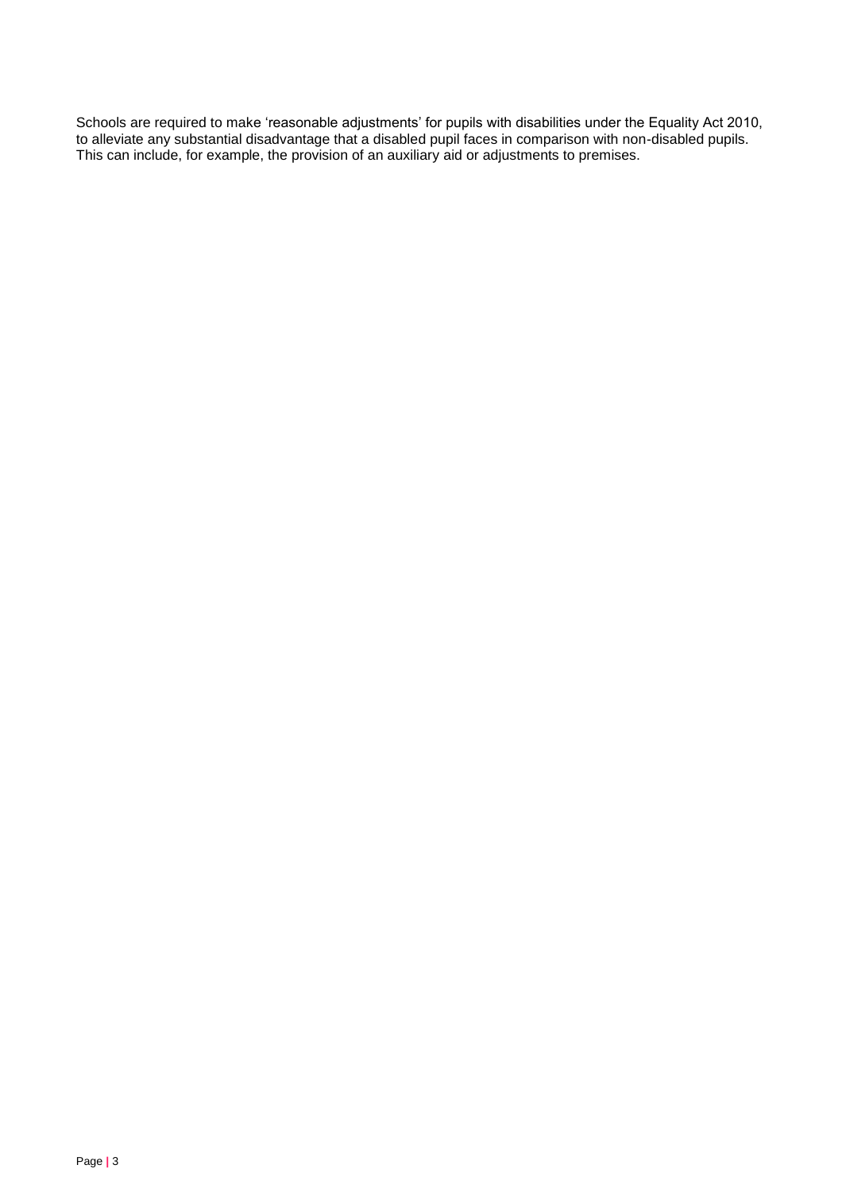Schools are required to make 'reasonable adjustments' for pupils with disabilities under the Equality Act 2010, to alleviate any substantial disadvantage that a disabled pupil faces in comparison with non-disabled pupils. This can include, for example, the provision of an auxiliary aid or adjustments to premises.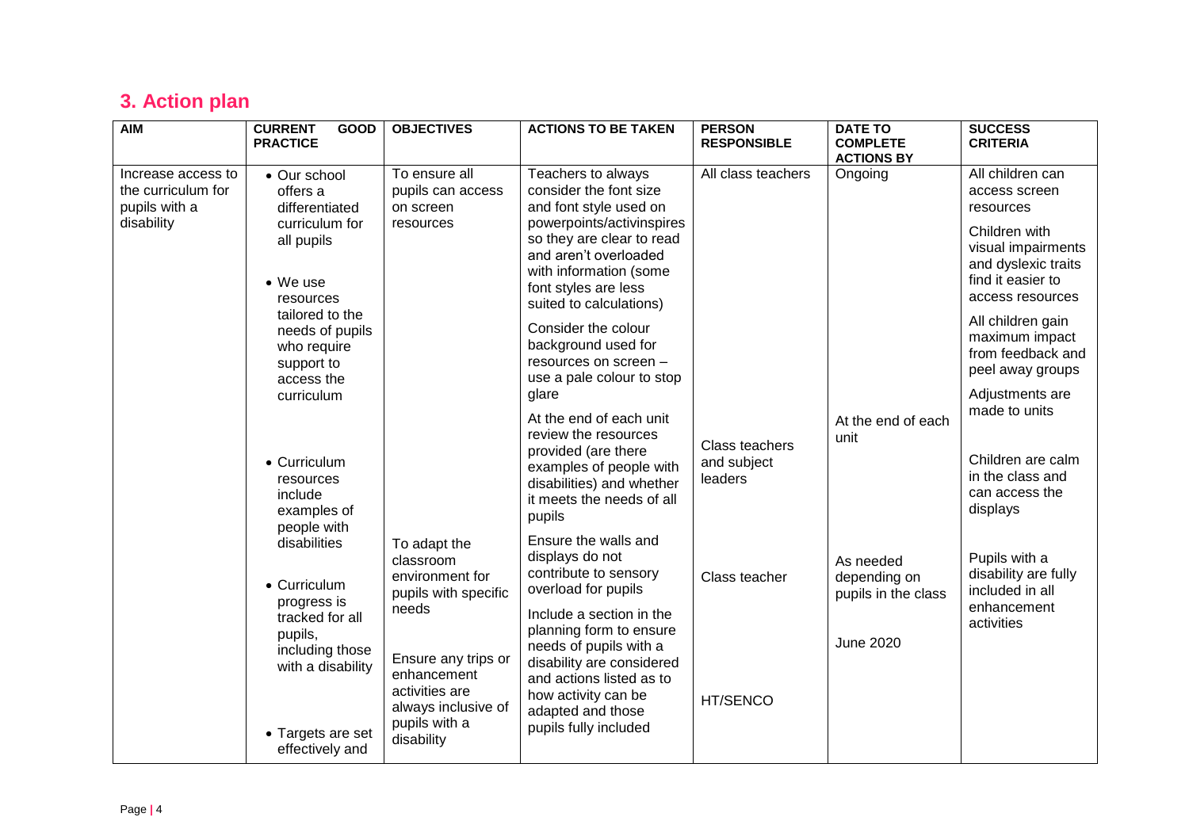## 3. Action plan

| AIM | CURRENT GOOD PRACTICE | OBJECTIVES | ACTIONS TO BE TAKEN | PERSON RESPONSIBLE | DATE TO COMPLETE ACTIONS BY | SUCCESS CRITERIA |
|---|---|---|---|---|---|---|
| Increase access to the curriculum for pupils with a disability | • Our school offers a differentiated curriculum for all pupils<br><br>• We use resources tailored to the needs of pupils who require support to access the curriculum<br><br>• Curriculum resources include examples of people with disabilities<br><br>• Curriculum progress is tracked for all pupils, including those with a disability<br><br>• Targets are set effectively and | To ensure all pupils can access on screen resources<br><br>To adapt the classroom environment for pupils with specific needs<br><br>Ensure any trips or enhancement activities are always inclusive of pupils with a disability | Teachers to always consider the font size and font style used on powerpoints/activinspires so they are clear to read and aren't overloaded with information (some font styles are less suited to calculations)<br><br>Consider the colour background used for resources on screen – use a pale colour to stop glare<br><br>At the end of each unit review the resources provided (are there examples of people with disabilities) and whether it meets the needs of all pupils<br><br>Ensure the walls and displays do not contribute to sensory overload for pupils<br><br>Include a section in the planning form to ensure needs of pupils with a disability are considered and actions listed as to how activity can be adapted and those pupils fully included | All class teachers<br><br>Class teachers and subject leaders<br><br>Class teacher<br><br>HT/SENCO | Ongoing<br><br>At the end of each unit<br><br>As needed depending on pupils in the class<br><br>June 2020 | All children can access screen resources<br><br>Children with visual impairments and dyslexic traits find it easier to access resources<br><br>All children gain maximum impact from feedback and peel away groups<br><br>Adjustments are made to units<br><br>Children are calm in the class and can access the displays<br><br>Pupils with a disability are fully included in all enhancement activities |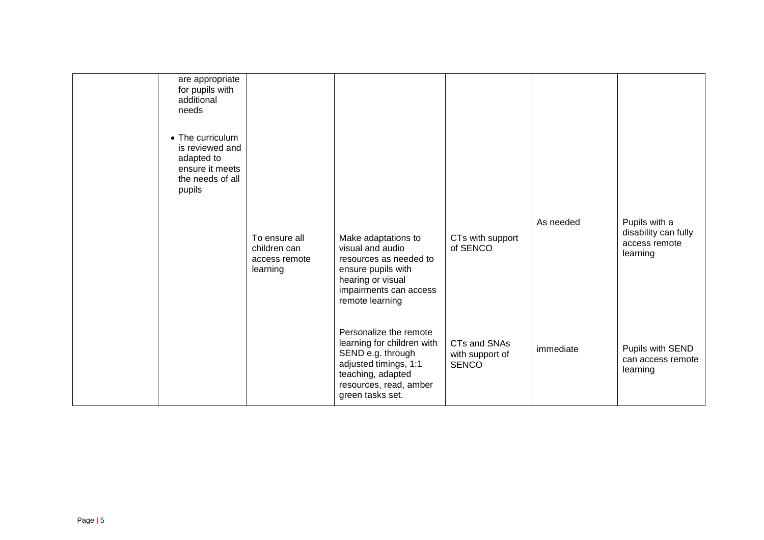|  |  |  |  |  |  |  |
|---|---|---|---|---|---|---|
|  | are appropriate for pupils with additional needs<br><br>• The curriculum is reviewed and adapted to ensure it meets the needs of all pupils |  |  |  |  |  |
|  |  | To ensure all children can access remote learning | Make adaptations to visual and audio resources as needed to ensure pupils with hearing or visual impairments can access remote learning | CTs with support of SENCO | As needed | Pupils with a disability can fully access remote learning |
|  |  |  | Personalize the remote learning for children with SEND e.g. through adjusted timings, 1:1 teaching, adapted resources, read, amber green tasks set. | CTs and SNAs with support of SENCO | immediate | Pupils with SEND can access remote learning |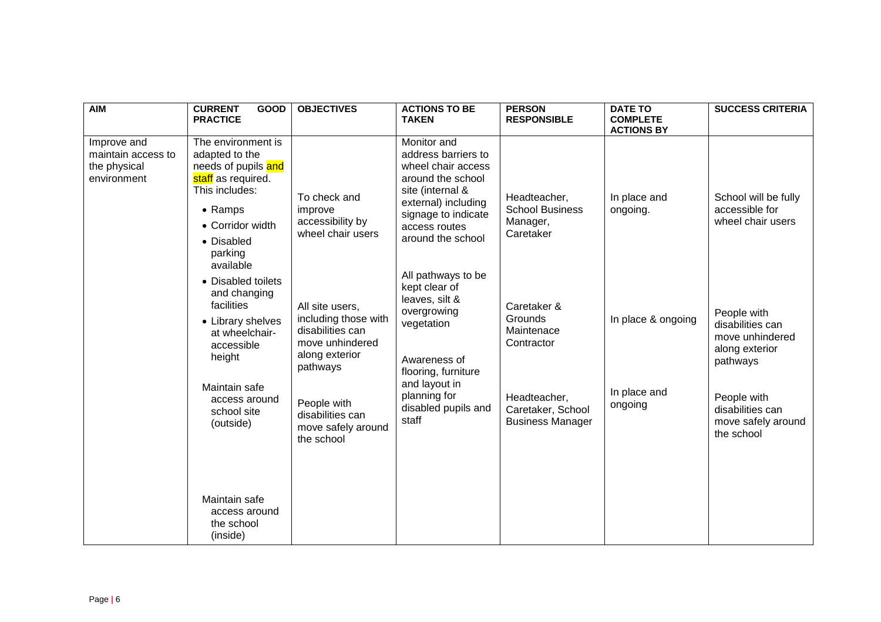| AIM | CURRENT GOOD PRACTICE | OBJECTIVES | ACTIONS TO BE TAKEN | PERSON RESPONSIBLE | DATE TO COMPLETE ACTIONS BY | SUCCESS CRITERIA |
| --- | --- | --- | --- | --- | --- | --- |
| Improve and maintain access to the physical environment | The environment is adapted to the needs of pupils and staff as required. This includes:<br>• Ramps<br>• Corridor width<br>• Disabled parking available<br>• Disabled toilets and changing facilities<br>• Library shelves at wheelchair-accessible height | To check and improve accessibility by wheel chair users | Monitor and address barriers to wheel chair access around the school site (internal & external) including signage to indicate access routes around the school | Headteacher, School Business Manager, Caretaker | In place and ongoing. | School will be fully accessible for wheel chair users |
| | Maintain safe access around school site (outside) | All site users, including those with disabilities can move unhindered along exterior pathways | All pathways to be kept clear of leaves, silt & overgrowing vegetation | Caretaker & Grounds Maintenace Contractor | In place & ongoing | People with disabilities can move unhindered along exterior pathways |
| | Maintain safe access around the school (inside) | People with disabilities can move safely around the school | Awareness of flooring, furniture and layout in planning for disabled pupils and staff | Headteacher, Caretaker, School Business Manager | In place and ongoing | People with disabilities can move safely around the school |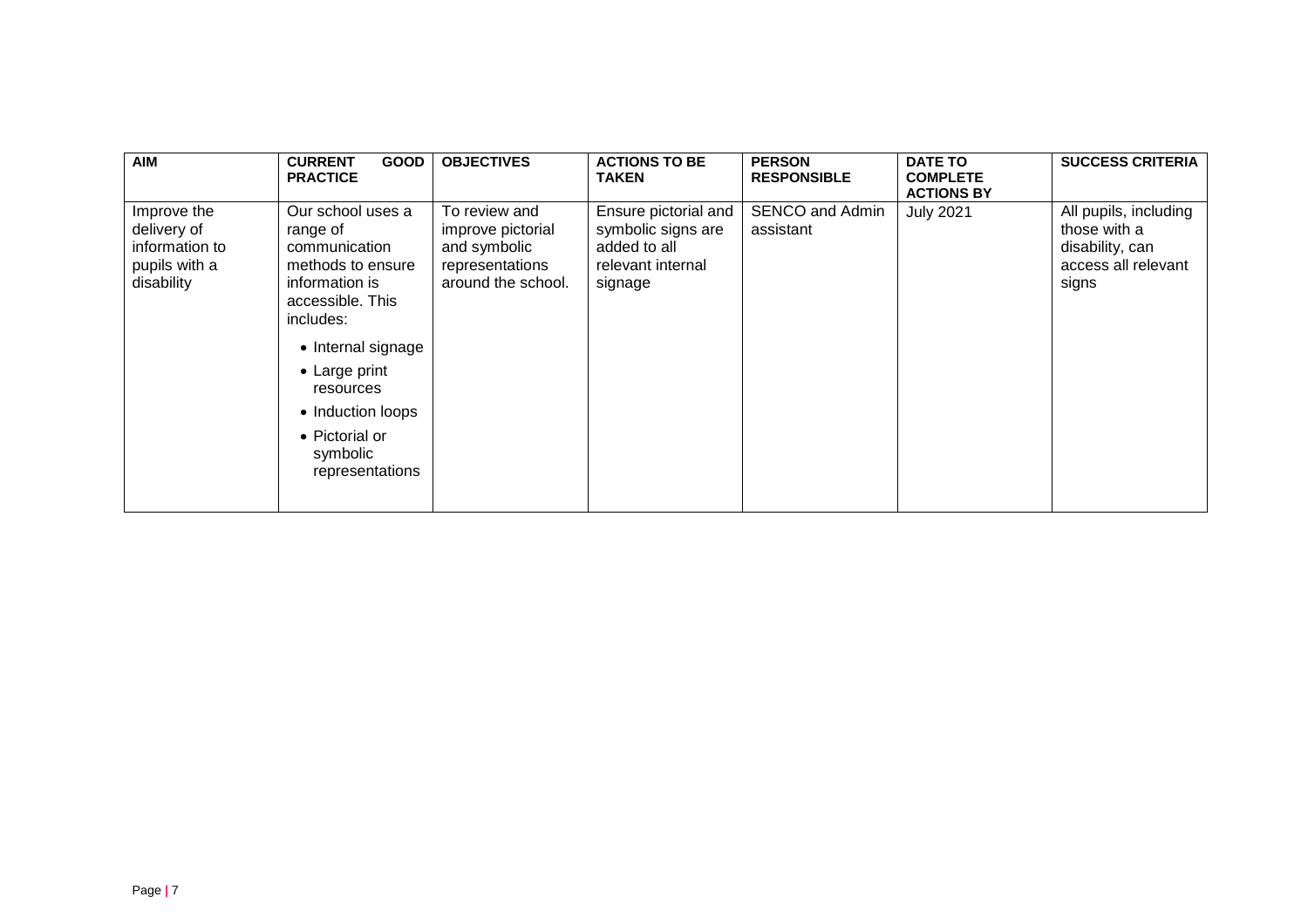| AIM | CURRENT GOOD PRACTICE | OBJECTIVES | ACTIONS TO BE TAKEN | PERSON RESPONSIBLE | DATE TO COMPLETE ACTIONS BY | SUCCESS CRITERIA |
|---|---|---|---|---|---|---|
| Improve the delivery of information to pupils with a disability | Our school uses a range of communication methods to ensure information is accessible. This includes: <br>• Internal signage <br>• Large print resources <br>• Induction loops <br>• Pictorial or symbolic representations | To review and improve pictorial and symbolic representations around the school. | Ensure pictorial and symbolic signs are added to all relevant internal signage | SENCO and Admin assistant | July 2021 | All pupils, including those with a disability, can access all relevant signs |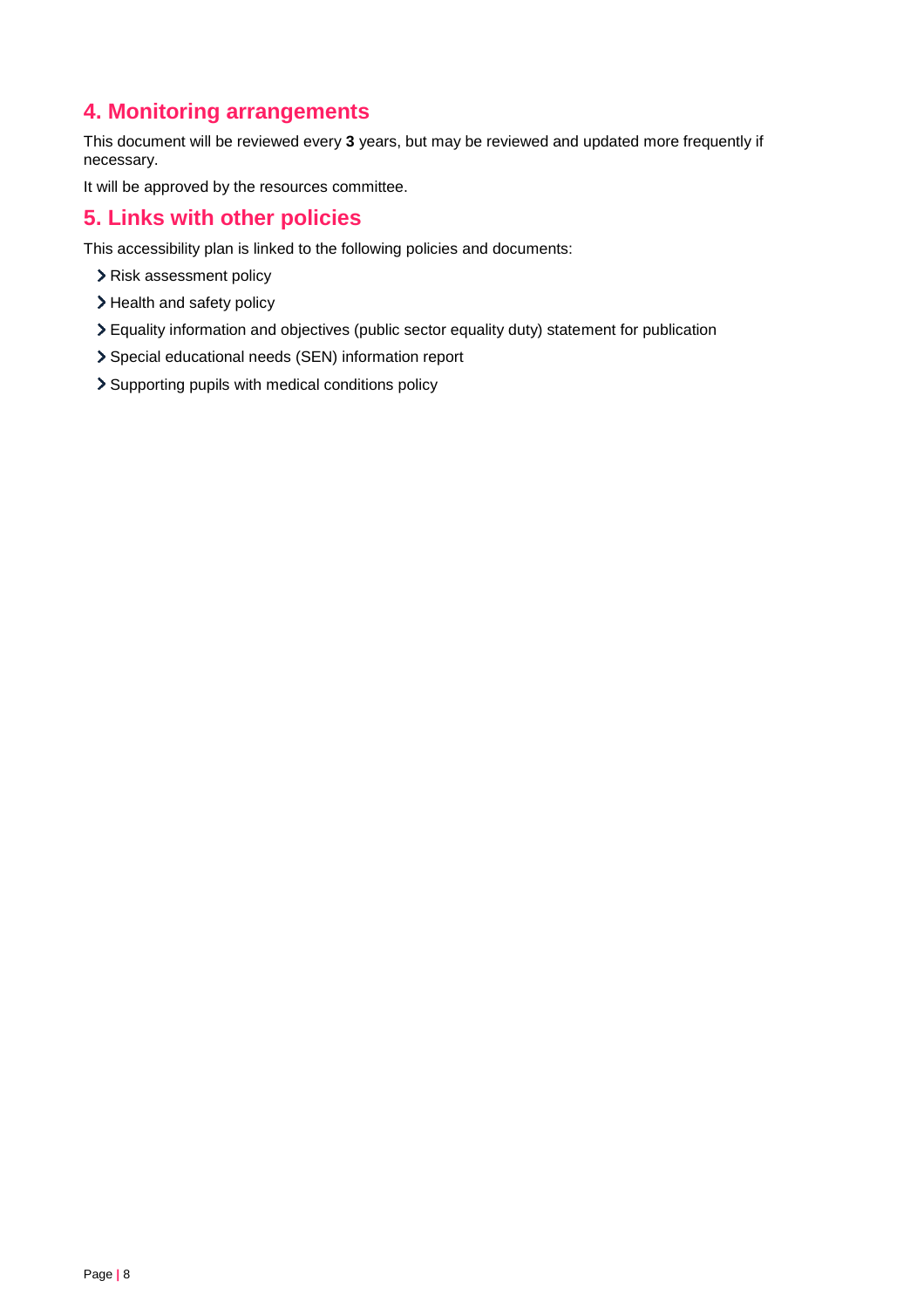## 4. Monitoring arrangements

This document will be reviewed every **3** years, but may be reviewed and updated more frequently if necessary.

It will be approved by the resources committee.

## 5. Links with other policies

This accessibility plan is linked to the following policies and documents:

- Risk assessment policy
- Health and safety policy
- Equality information and objectives (public sector equality duty) statement for publication
- Special educational needs (SEN) information report
- Supporting pupils with medical conditions policy